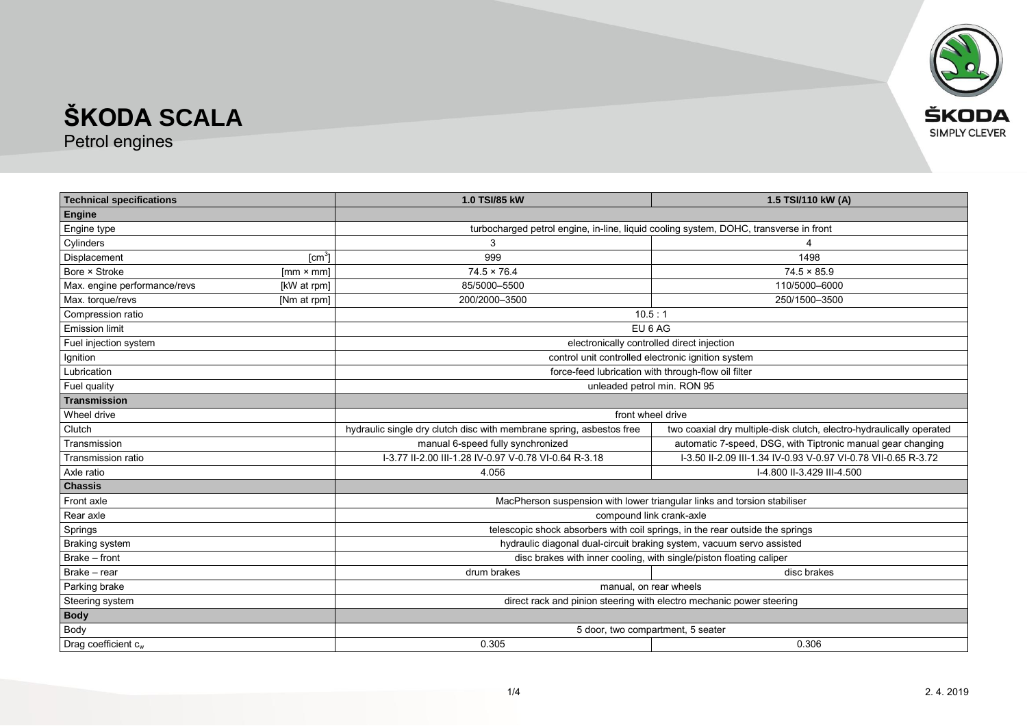# ŠKODA SCALA

Petrol engines

| Technical specifications | | 1.0 TSI/85 kW | 1.5 TSI/110 kW (A) |
|---|---|---|---|
| **Engine** | | | |
| Engine type | | turbocharged petrol engine, in-line, liquid cooling system, DOHC, transverse in front | |
| Cylinders | | 3 | 4 |
| Displacement | [$cm^3$] | 999 | 1498 |
| Bore × Stroke | [mm × mm] | 74.5 × 76.4 | 74.5 × 85.9 |
| Max. engine performance/revs | [kW at rpm] | 85/5000–5500 | 110/5000–6000 |
| Max. torque/revs | [Nm at rpm] | 200/2000–3500 | 250/1500–3500 |
| Compression ratio | | 10.5 : 1 | |
| Emission limit | | EU 6 AG | |
| Fuel injection system | | electronically controlled direct injection | |
| Ignition | | control unit controlled electronic ignition system | |
| Lubrication | | force-feed lubrication with through-flow oil filter | |
| Fuel quality | | unleaded petrol min. RON 95 | |
| **Transmission** | | | |
| Wheel drive | | front wheel drive | |
| Clutch | | hydraulic single dry clutch disc with membrane spring, asbestos free | two coaxial dry multiple-disk clutch, electro-hydraulically operated |
| Transmission | | manual 6-speed fully synchronized | automatic 7-speed, DSG, with Tiptronic manual gear changing |
| Transmission ratio | | I-3.77 II-2.00 III-1.28 IV-0.97 V-0.78 VI-0.64 R-3.18 | I-3.50 II-2.09 III-1.34 IV-0.93 V-0.97 VI-0.78 VII-0.65 R-3.72 |
| Axle ratio | | 4.056 | I-4.800 II-3.429 III-4.500 |
| **Chassis** | | | |
| Front axle | | MacPherson suspension with lower triangular links and torsion stabiliser | |
| Rear axle | | compound link crank-axle | |
| Springs | | telescopic shock absorbers with coil springs, in the rear outside the springs | |
| Braking system | | hydraulic diagonal dual-circuit braking system, vacuum servo assisted | |
| Brake – front | | disc brakes with inner cooling, with single/piston floating caliper | |
| Brake – rear | | drum brakes | disc brakes |
| Parking brake | | manual, on rear wheels | |
| Steering system | | direct rack and pinion steering with electro mechanic power steering | |
| **Body** | | | |
| Body | | 5 door, two compartment, 5 seater | |
| Drag coefficient $c_w$ | | 0.305 | 0.306 |

2. 4. 2019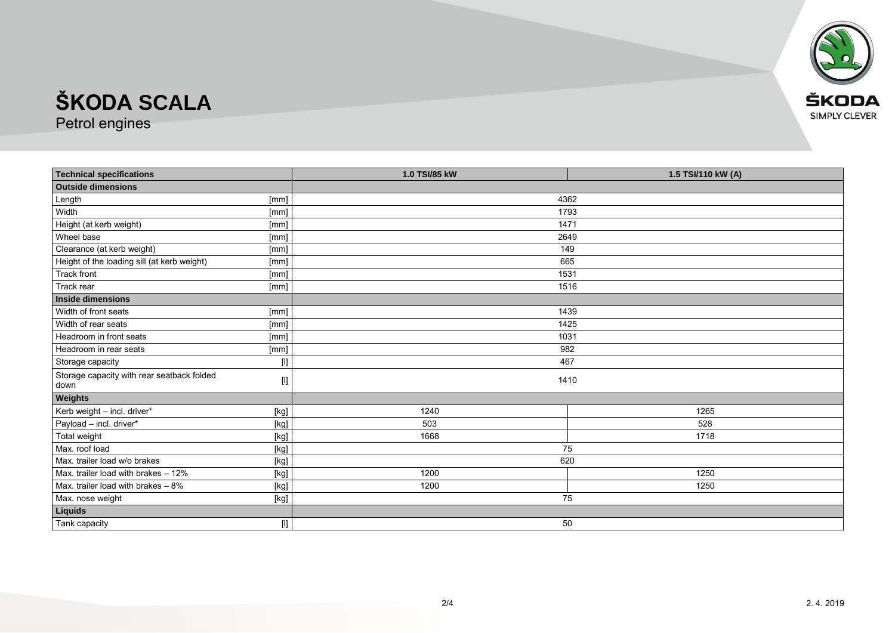# ŠKODA SCALA

Petrol engines

| Technical specifications | | 1.0 TSI/85 kW | 1.5 TSI/110 kW (A) |
|---|---|---|---|
| **Outside dimensions** | | | |
| Length | [mm] | 4362 | |
| Width | [mm] | 1793 | |
| Height (at kerb weight) | [mm] | 1471 | |
| Wheel base | [mm] | 2649 | |
| Clearance (at kerb weight) | [mm] | 149 | |
| Height of the loading sill (at kerb weight) | [mm] | 665 | |
| Track front | [mm] | 1531 | |
| Track rear | [mm] | 1516 | |
| **Inside dimensions** | | | |
| Width of front seats | [mm] | 1439 | |
| Width of rear seats | [mm] | 1425 | |
| Headroom in front seats | [mm] | 1031 | |
| Headroom in rear seats | [mm] | 982 | |
| Storage capacity | [l] | 467 | |
| Storage capacity with rear seatback folded down | [l] | 1410 | |
| **Weights** | | | |
| Kerb weight – incl. driver* | [kg] | 1240 | 1265 |
| Payload – incl. driver* | [kg] | 503 | 528 |
| Total weight | [kg] | 1668 | 1718 |
| Max. roof load | [kg] | 75 | |
| Max. trailer load w/o brakes | [kg] | 620 | |
| Max. trailer load with brakes – 12% | [kg] | 1200 | 1250 |
| Max. trailer load with brakes – 8% | [kg] | 1200 | 1250 |
| Max. nose weight | [kg] | 75 | |
| **Liquids** | | | |
| Tank capacity | [l] | 50 | |

2. 4. 2019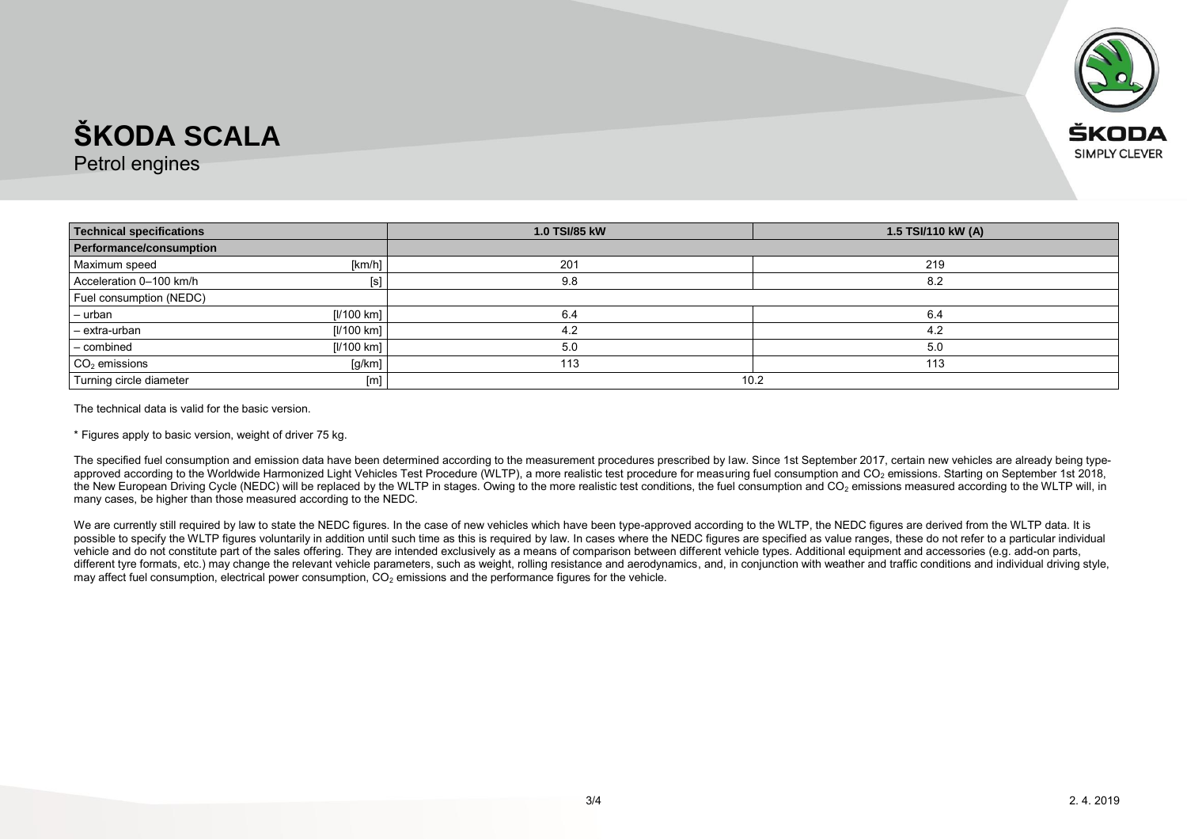# ŠKODA SCALA

Petrol engines

| Technical specifications | | 1.0 TSI/85 kW | 1.5 TSI/110 kW (A) |
|---|---|---|---|
| **Performance/consumption** | | | |
| Maximum speed | [km/h] | 201 | 219 |
| Acceleration 0–100 km/h | [s] | 9.8 | 8.2 |
| Fuel consumption (NEDC) | | | |
| – urban | [l/100 km] | 6.4 | 6.4 |
| – extra-urban | [l/100 km] | 4.2 | 4.2 |
| – combined | [l/100 km] | 5.0 | 5.0 |
| $CO_2$ emissions | [g/km] | 113 | 113 |
| Turning circle diameter | [m] | 10.2 | |

The technical data is valid for the basic version.

* Figures apply to basic version, weight of driver 75 kg.

The specified fuel consumption and emission data have been determined according to the measurement procedures prescribed by law. Since 1st September 2017, certain new vehicles are already being type-approved according to the Worldwide Harmonized Light Vehicles Test Procedure (WLTP), a more realistic test procedure for measuring fuel consumption and $CO_2$ emissions. Starting on September 1st 2018, the New European Driving Cycle (NEDC) will be replaced by the WLTP in stages. Owing to the more realistic test conditions, the fuel consumption and $CO_2$ emissions measured according to the WLTP will, in many cases, be higher than those measured according to the NEDC.

We are currently still required by law to state the NEDC figures. In the case of new vehicles which have been type-approved according to the WLTP, the NEDC figures are derived from the WLTP data. It is possible to specify the WLTP figures voluntarily in addition until such time as this is required by law. In cases where the NEDC figures are specified as value ranges, these do not refer to a particular individual vehicle and do not constitute part of the sales offering. They are intended exclusively as a means of comparison between different vehicle types. Additional equipment and accessories (e.g. add-on parts, different tyre formats, etc.) may change the relevant vehicle parameters, such as weight, rolling resistance and aerodynamics, and, in conjunction with weather and traffic conditions and individual driving style, may affect fuel consumption, electrical power consumption, $CO_2$ emissions and the performance figures for the vehicle.

2. 4. 2019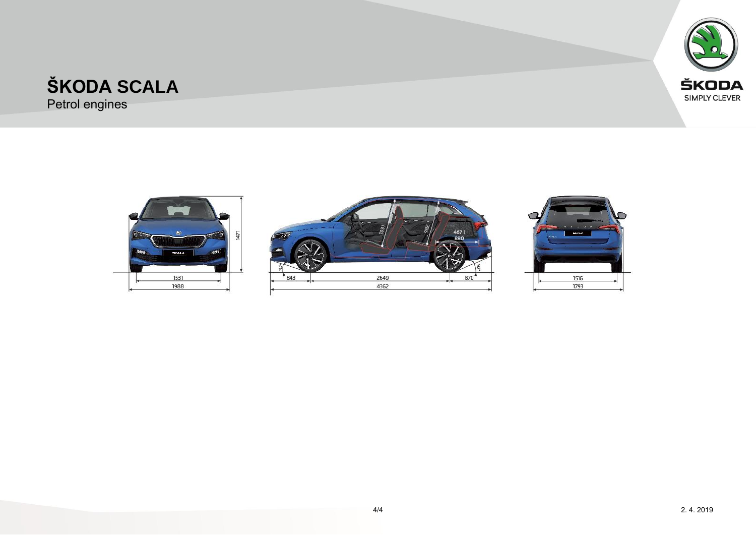# ŠKODA SCALA

Petrol engines

1471
1531
1988
1031
982
457 l
880
843
2649
870
4362
1516
1793